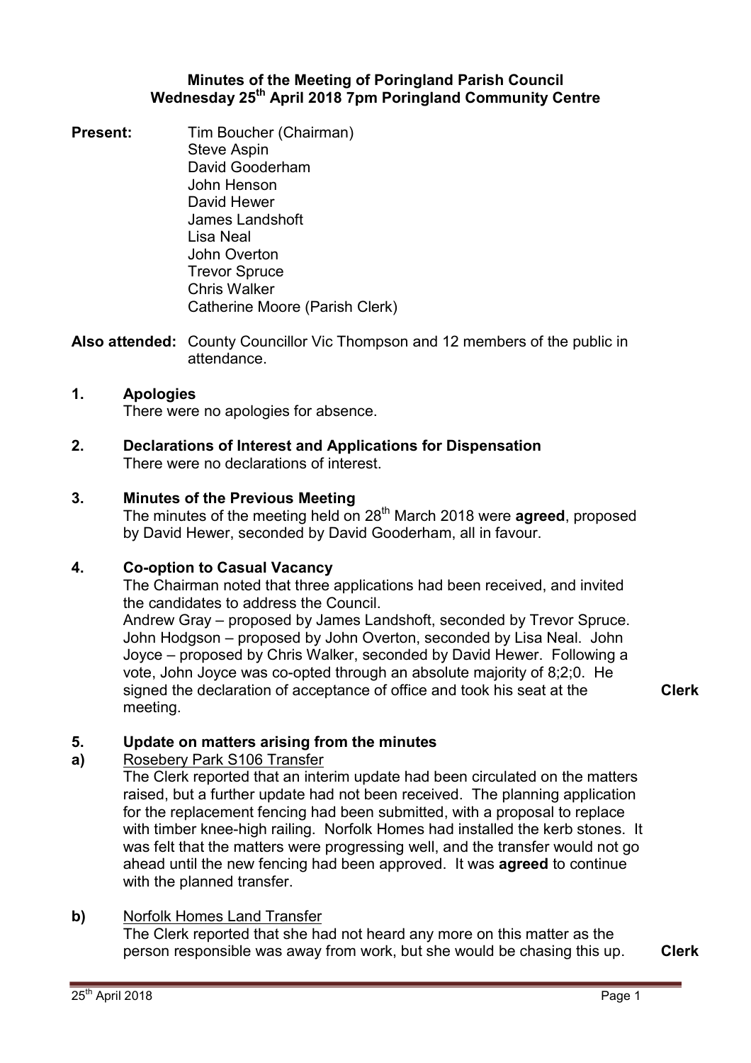# Minutes of the Meeting of Poringland Parish Council
## Wednesday 25th April 2018 7pm Poringland Community Centre

**Present:** Tim Boucher (Chairman)
Steve Aspin
David Gooderham
John Henson
David Hewer
James Landshoft
Lisa Neal
John Overton
Trevor Spruce
Chris Walker
Catherine Moore (Parish Clerk)

**Also attended:** County Councillor Vic Thompson and 12 members of the public in attendance.

### 1. Apologies

There were no apologies for absence.

### 2. Declarations of Interest and Applications for Dispensation

There were no declarations of interest.

### 3. Minutes of the Previous Meeting

The minutes of the meeting held on 28th March 2018 were **agreed**, proposed by David Hewer, seconded by David Gooderham, all in favour.

### 4. Co-option to Casual Vacancy

The Chairman noted that three applications had been received, and invited the candidates to address the Council.
Andrew Gray – proposed by James Landshoft, seconded by Trevor Spruce. John Hodgson – proposed by John Overton, seconded by Lisa Neal. John Joyce – proposed by Chris Walker, seconded by David Hewer. Following a vote, John Joyce was co-opted through an absolute majority of 8;2;0. He signed the declaration of acceptance of office and took his seat at the meeting. **Clerk**

### 5. Update on matters arising from the minutes

**a)** Rosebery Park S106 Transfer

The Clerk reported that an interim update had been circulated on the matters raised, but a further update had not been received. The planning application for the replacement fencing had been submitted, with a proposal to replace with timber knee-high railing. Norfolk Homes had installed the kerb stones. It was felt that the matters were progressing well, and the transfer would not go ahead until the new fencing had been approved. It was **agreed** to continue with the planned transfer.

**b)** Norfolk Homes Land Transfer

The Clerk reported that she had not heard any more on this matter as the person responsible was away from work, but she would be chasing this up. **Clerk**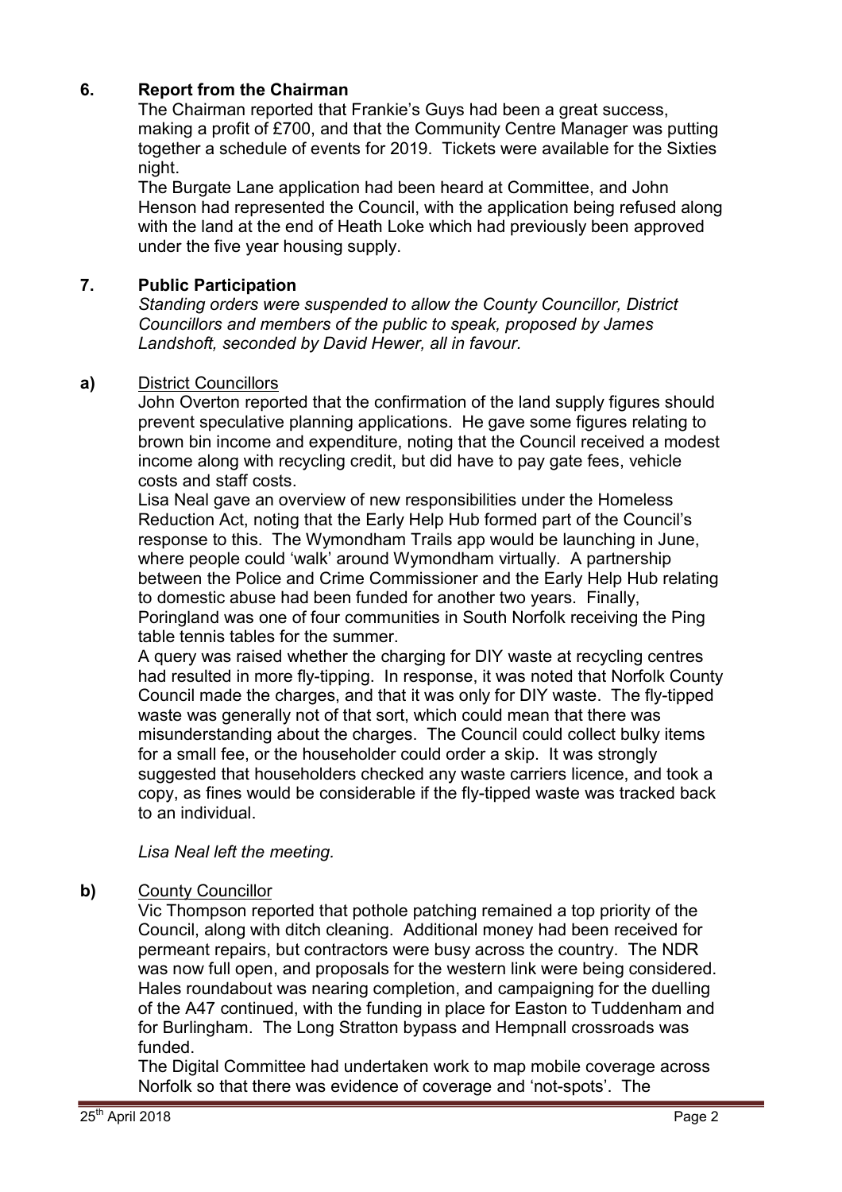## 6. Report from the Chairman

The Chairman reported that Frankie's Guys had been a great success, making a profit of £700, and that the Community Centre Manager was putting together a schedule of events for 2019. Tickets were available for the Sixties night.

The Burgate Lane application had been heard at Committee, and John Henson had represented the Council, with the application being refused along with the land at the end of Heath Loke which had previously been approved under the five year housing supply.

## 7. Public Participation

*Standing orders were suspended to allow the County Councillor, District Councillors and members of the public to speak, proposed by James Landshoft, seconded by David Hewer, all in favour.*

### a) District Councillors

John Overton reported that the confirmation of the land supply figures should prevent speculative planning applications. He gave some figures relating to brown bin income and expenditure, noting that the Council received a modest income along with recycling credit, but did have to pay gate fees, vehicle costs and staff costs.

Lisa Neal gave an overview of new responsibilities under the Homeless Reduction Act, noting that the Early Help Hub formed part of the Council's response to this. The Wymondham Trails app would be launching in June, where people could 'walk' around Wymondham virtually. A partnership between the Police and Crime Commissioner and the Early Help Hub relating to domestic abuse had been funded for another two years. Finally, Poringland was one of four communities in South Norfolk receiving the Ping table tennis tables for the summer.

A query was raised whether the charging for DIY waste at recycling centres had resulted in more fly-tipping. In response, it was noted that Norfolk County Council made the charges, and that it was only for DIY waste. The fly-tipped waste was generally not of that sort, which could mean that there was misunderstanding about the charges. The Council could collect bulky items for a small fee, or the householder could order a skip. It was strongly suggested that householders checked any waste carriers licence, and took a copy, as fines would be considerable if the fly-tipped waste was tracked back to an individual.

*Lisa Neal left the meeting.*

### b) County Councillor

Vic Thompson reported that pothole patching remained a top priority of the Council, along with ditch cleaning. Additional money had been received for permeant repairs, but contractors were busy across the country. The NDR was now full open, and proposals for the western link were being considered. Hales roundabout was nearing completion, and campaigning for the duelling of the A47 continued, with the funding in place for Easton to Tuddenham and for Burlingham. The Long Stratton bypass and Hempnall crossroads was funded.

The Digital Committee had undertaken work to map mobile coverage across Norfolk so that there was evidence of coverage and 'not-spots'. The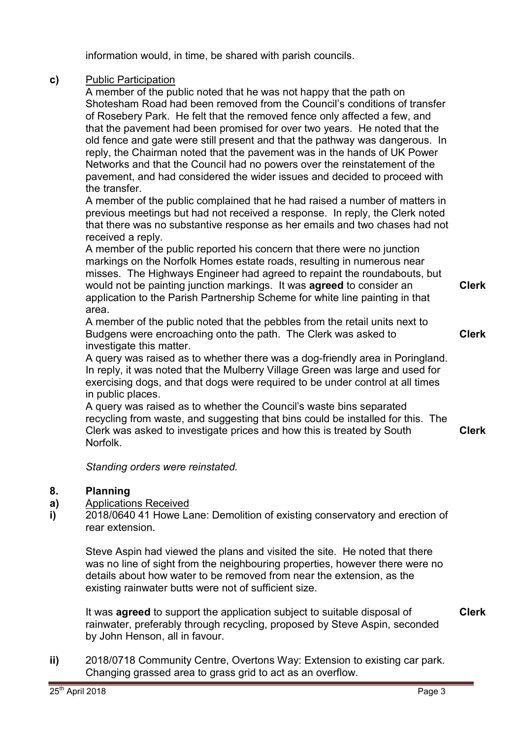information would, in time, be shared with parish councils.

**c)** Public Participation

A member of the public noted that he was not happy that the path on Shotesham Road had been removed from the Council's conditions of transfer of Rosebery Park. He felt that the removed fence only affected a few, and that the pavement had been promised for over two years. He noted that the old fence and gate were still present and that the pathway was dangerous. In reply, the Chairman noted that the pavement was in the hands of UK Power Networks and that the Council had no powers over the reinstatement of the pavement, and had considered the wider issues and decided to proceed with the transfer.

A member of the public complained that he had raised a number of matters in previous meetings but had not received a response. In reply, the Clerk noted that there was no substantive response as her emails and two chases had not received a reply.

A member of the public reported his concern that there were no junction markings on the Norfolk Homes estate roads, resulting in numerous near misses. The Highways Engineer had agreed to repaint the roundabouts, but would not be painting junction markings. It was **agreed** to consider an application to the Parish Partnership Scheme for white line painting in that area. **Clerk**

A member of the public noted that the pebbles from the retail units next to Budgens were encroaching onto the path. The Clerk was asked to investigate this matter. **Clerk**

A query was raised as to whether there was a dog-friendly area in Poringland. In reply, it was noted that the Mulberry Village Green was large and used for exercising dogs, and that dogs were required to be under control at all times in public places.

A query was raised as to whether the Council's waste bins separated recycling from waste, and suggesting that bins could be installed for this. The Clerk was asked to investigate prices and how this is treated by South Norfolk. **Clerk**

*Standing orders were reinstated.*

## 8. Planning

**a)** Applications Received

**i)** 2018/0640 41 Howe Lane: Demolition of existing conservatory and erection of rear extension.

Steve Aspin had viewed the plans and visited the site. He noted that there was no line of sight from the neighbouring properties, however there were no details about how water to be removed from near the extension, as the existing rainwater butts were not of sufficient size.

It was **agreed** to support the application subject to suitable disposal of rainwater, preferably through recycling, proposed by Steve Aspin, seconded by John Henson, all in favour. **Clerk**

**ii)** 2018/0718 Community Centre, Overtons Way: Extension to existing car park. Changing grassed area to grass grid to act as an overflow.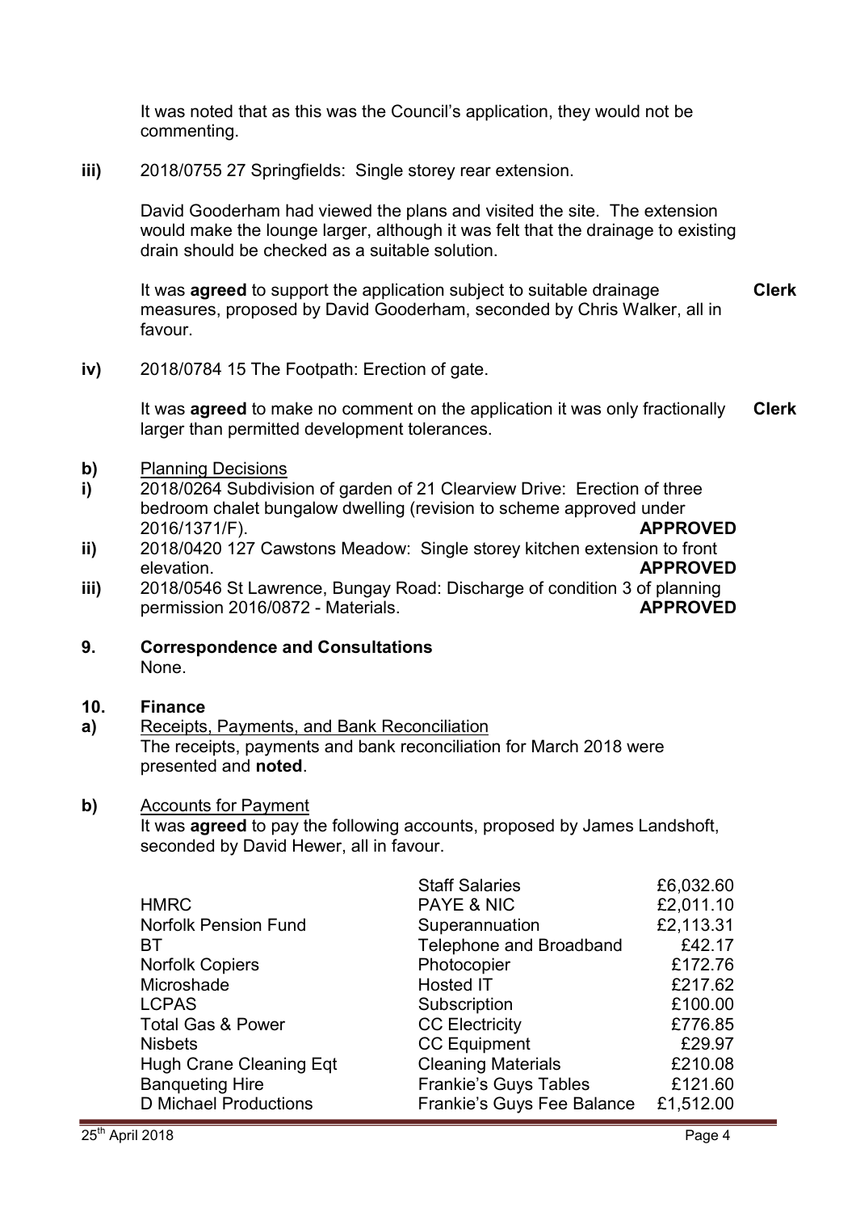It was noted that as this was the Council's application, they would not be commenting.

**iii)** 2018/0755 27 Springfields: Single storey rear extension.

David Gooderham had viewed the plans and visited the site. The extension would make the lounge larger, although it was felt that the drainage to existing drain should be checked as a suitable solution.

It was **agreed** to support the application subject to suitable drainage measures, proposed by David Gooderham, seconded by Chris Walker, all in favour. **Clerk**

**iv)** 2018/0784 15 The Footpath: Erection of gate.

It was **agreed** to make no comment on the application it was only fractionally larger than permitted development tolerances. **Clerk**

**b)** Planning Decisions

**i)** 2018/0264 Subdivision of garden of 21 Clearview Drive: Erection of three bedroom chalet bungalow dwelling (revision to scheme approved under 2016/1371/F). **APPROVED**

**ii)** 2018/0420 127 Cawstons Meadow: Single storey kitchen extension to front elevation. **APPROVED**

**iii)** 2018/0546 St Lawrence, Bungay Road: Discharge of condition 3 of planning permission 2016/0872 - Materials. **APPROVED**

## 9. Correspondence and Consultations

None.

## 10. Finance

**a)** Receipts, Payments, and Bank Reconciliation

The receipts, payments and bank reconciliation for March 2018 were presented and **noted**.

**b)** Accounts for Payment

It was **agreed** to pay the following accounts, proposed by James Landshoft, seconded by David Hewer, all in favour.

| Payee | Description | Amount |
|---|---|---|
| | Staff Salaries | £6,032.60 |
| HMRC | PAYE & NIC | £2,011.10 |
| Norfolk Pension Fund | Superannuation | £2,113.31 |
| BT | Telephone and Broadband | £42.17 |
| Norfolk Copiers | Photocopier | £172.76 |
| Microshade | Hosted IT | £217.62 |
| LCPAS | Subscription | £100.00 |
| Total Gas & Power | CC Electricity | £776.85 |
| Nisbets | CC Equipment | £29.97 |
| Hugh Crane Cleaning Eqt | Cleaning Materials | £210.08 |
| Banqueting Hire | Frankie's Guys Tables | £121.60 |
| D Michael Productions | Frankie's Guys Fee Balance | £1,512.00 |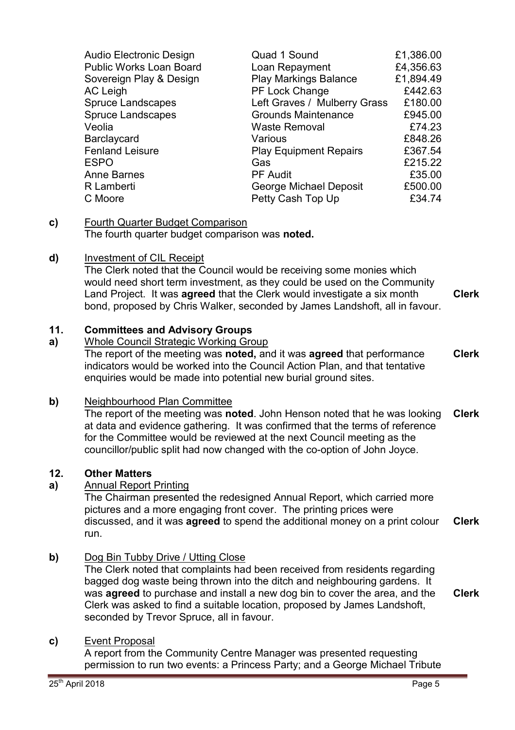| | | |
|---|---|---|
| Audio Electronic Design | Quad 1 Sound | £1,386.00 |
| Public Works Loan Board | Loan Repayment | £4,356.63 |
| Sovereign Play & Design | Play Markings Balance | £1,894.49 |
| AC Leigh | PF Lock Change | £442.63 |
| Spruce Landscapes | Left Graves / Mulberry Grass | £180.00 |
| Spruce Landscapes | Grounds Maintenance | £945.00 |
| Veolia | Waste Removal | £74.23 |
| Barclaycard | Various | £848.26 |
| Fenland Leisure | Play Equipment Repairs | £367.54 |
| ESPO | Gas | £215.22 |
| Anne Barnes | PF Audit | £35.00 |
| R Lamberti | George Michael Deposit | £500.00 |
| C Moore | Petty Cash Top Up | £34.74 |

**c)** Fourth Quarter Budget Comparison

The fourth quarter budget comparison was **noted.**

**d)** Investment of CIL Receipt

The Clerk noted that the Council would be receiving some monies which would need short term investment, as they could be used on the Community Land Project. It was **agreed** that the Clerk would investigate a six month bond, proposed by Chris Walker, seconded by James Landshoft, all in favour. **Clerk**

## 11. Committees and Advisory Groups

**a)** Whole Council Strategic Working Group

The report of the meeting was **noted,** and it was **agreed** that performance indicators would be worked into the Council Action Plan, and that tentative enquiries would be made into potential new burial ground sites. **Clerk**

**b)** Neighbourhood Plan Committee

The report of the meeting was **noted**. John Henson noted that he was looking at data and evidence gathering. It was confirmed that the terms of reference for the Committee would be reviewed at the next Council meeting as the councillor/public split had now changed with the co-option of John Joyce. **Clerk**

## 12. Other Matters

**a)** Annual Report Printing

The Chairman presented the redesigned Annual Report, which carried more pictures and a more engaging front cover. The printing prices were discussed, and it was **agreed** to spend the additional money on a print colour run. **Clerk**

**b)** Dog Bin Tubby Drive / Utting Close

The Clerk noted that complaints had been received from residents regarding bagged dog waste being thrown into the ditch and neighbouring gardens. It was **agreed** to purchase and install a new dog bin to cover the area, and the Clerk was asked to find a suitable location, proposed by James Landshoft, seconded by Trevor Spruce, all in favour. **Clerk**

**c)** Event Proposal

A report from the Community Centre Manager was presented requesting permission to run two events: a Princess Party; and a George Michael Tribute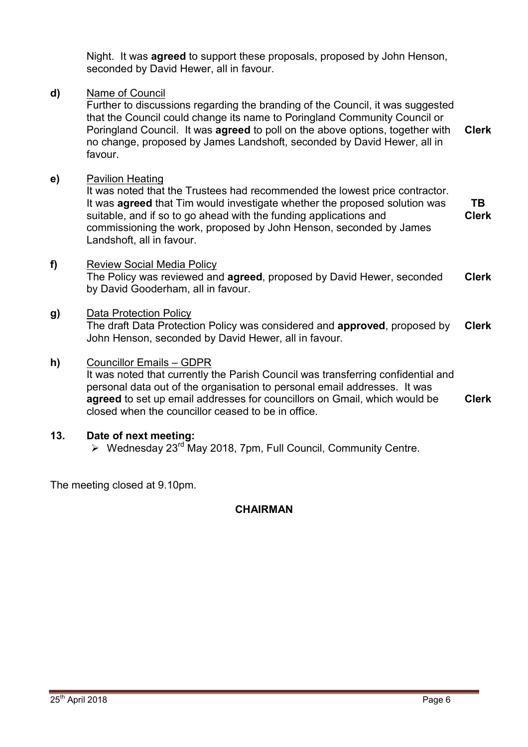Night. It was **agreed** to support these proposals, proposed by John Henson, seconded by David Hewer, all in favour.

**d)** Name of Council
Further to discussions regarding the branding of the Council, it was suggested that the Council could change its name to Poringland Community Council or Poringland Council. It was **agreed** to poll on the above options, together with no change, proposed by James Landshoft, seconded by David Hewer, all in favour. **Clerk**

**e)** Pavilion Heating
It was noted that the Trustees had recommended the lowest price contractor. It was **agreed** that Tim would investigate whether the proposed solution was suitable, and if so to go ahead with the funding applications and commissioning the work, proposed by John Henson, seconded by James Landshoft, all in favour. **TB Clerk**

**f)** Review Social Media Policy
The Policy was reviewed and **agreed**, proposed by David Hewer, seconded by David Gooderham, all in favour. **Clerk**

**g)** Data Protection Policy
The draft Data Protection Policy was considered and **approved**, proposed by John Henson, seconded by David Hewer, all in favour. **Clerk**

**h)** Councillor Emails – GDPR
It was noted that currently the Parish Council was transferring confidential and personal data out of the organisation to personal email addresses. It was **agreed** to set up email addresses for councillors on Gmail, which would be closed when the councillor ceased to be in office. **Clerk**

**13. Date of next meeting:**

- Wednesday 23rd May 2018, 7pm, Full Council, Community Centre.

The meeting closed at 9.10pm.

**CHAIRMAN**